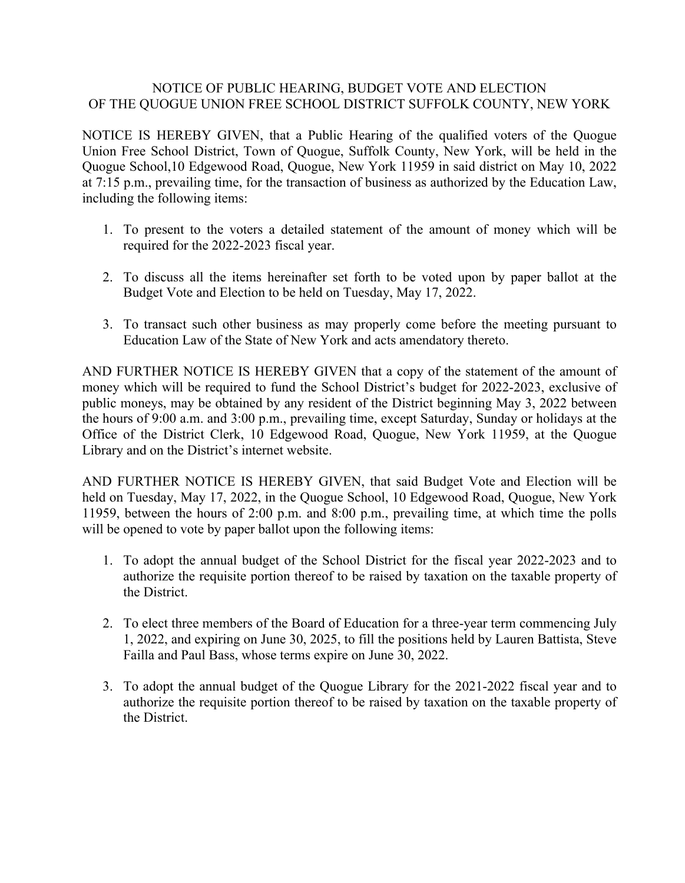# NOTICE OF PUBLIC HEARING, BUDGET VOTE AND ELECTION OF THE QUOGUE UNION FREE SCHOOL DISTRICT SUFFOLK COUNTY, NEW YORK

NOTICE IS HEREBY GIVEN, that a Public Hearing of the qualified voters of the Quogue Union Free School District, Town of Quogue, Suffolk County, New York, will be held in the Quogue School,10 Edgewood Road, Quogue, New York 11959 in said district on May 10, 2022 at 7:15 p.m., prevailing time, for the transaction of business as authorized by the Education Law, including the following items:

1. To present to the voters a detailed statement of the amount of money which will be required for the 2022-2023 fiscal year.

2. To discuss all the items hereinafter set forth to be voted upon by paper ballot at the Budget Vote and Election to be held on Tuesday, May 17, 2022.

3. To transact such other business as may properly come before the meeting pursuant to Education Law of the State of New York and acts amendatory thereto.

AND FURTHER NOTICE IS HEREBY GIVEN that a copy of the statement of the amount of money which will be required to fund the School District's budget for 2022-2023, exclusive of public moneys, may be obtained by any resident of the District beginning May 3, 2022 between the hours of 9:00 a.m. and 3:00 p.m., prevailing time, except Saturday, Sunday or holidays at the Office of the District Clerk, 10 Edgewood Road, Quogue, New York 11959, at the Quogue Library and on the District's internet website.

AND FURTHER NOTICE IS HEREBY GIVEN, that said Budget Vote and Election will be held on Tuesday, May 17, 2022, in the Quogue School, 10 Edgewood Road, Quogue, New York 11959, between the hours of 2:00 p.m. and 8:00 p.m., prevailing time, at which time the polls will be opened to vote by paper ballot upon the following items:

1. To adopt the annual budget of the School District for the fiscal year 2022-2023 and to authorize the requisite portion thereof to be raised by taxation on the taxable property of the District.

2. To elect three members of the Board of Education for a three-year term commencing July 1, 2022, and expiring on June 30, 2025, to fill the positions held by Lauren Battista, Steve Failla and Paul Bass, whose terms expire on June 30, 2022.

3. To adopt the annual budget of the Quogue Library for the 2021-2022 fiscal year and to authorize the requisite portion thereof to be raised by taxation on the taxable property of the District.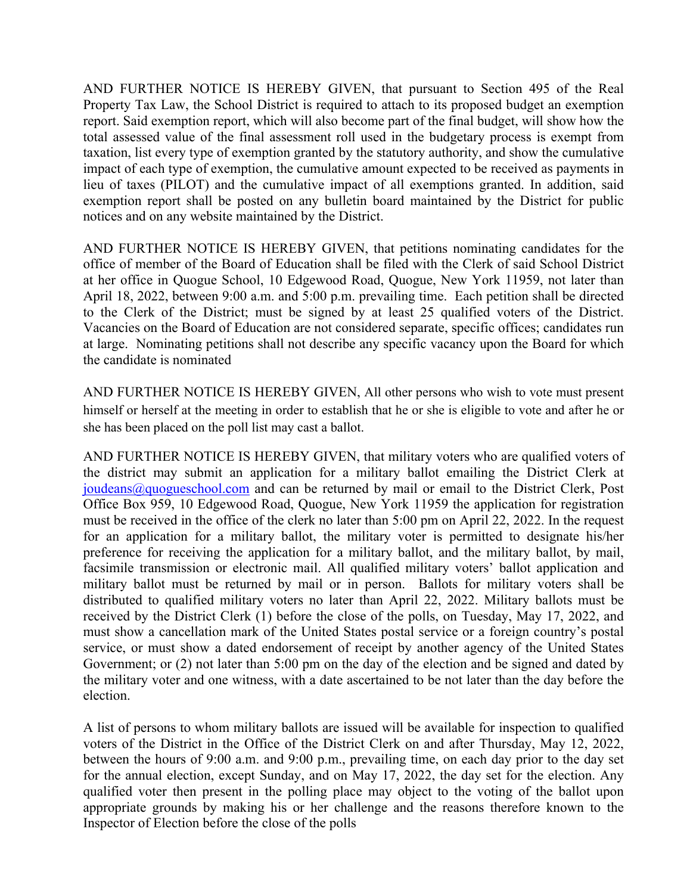AND FURTHER NOTICE IS HEREBY GIVEN, that pursuant to Section 495 of the Real Property Tax Law, the School District is required to attach to its proposed budget an exemption report. Said exemption report, which will also become part of the final budget, will show how the total assessed value of the final assessment roll used in the budgetary process is exempt from taxation, list every type of exemption granted by the statutory authority, and show the cumulative impact of each type of exemption, the cumulative amount expected to be received as payments in lieu of taxes (PILOT) and the cumulative impact of all exemptions granted. In addition, said exemption report shall be posted on any bulletin board maintained by the District for public notices and on any website maintained by the District.

AND FURTHER NOTICE IS HEREBY GIVEN, that petitions nominating candidates for the office of member of the Board of Education shall be filed with the Clerk of said School District at her office in Quogue School, 10 Edgewood Road, Quogue, New York 11959, not later than April 18, 2022, between 9:00 a.m. and 5:00 p.m. prevailing time. Each petition shall be directed to the Clerk of the District; must be signed by at least 25 qualified voters of the District. Vacancies on the Board of Education are not considered separate, specific offices; candidates run at large. Nominating petitions shall not describe any specific vacancy upon the Board for which the candidate is nominated

AND FURTHER NOTICE IS HEREBY GIVEN, All other persons who wish to vote must present himself or herself at the meeting in order to establish that he or she is eligible to vote and after he or she has been placed on the poll list may cast a ballot.

AND FURTHER NOTICE IS HEREBY GIVEN, that military voters who are qualified voters of the district may submit an application for a military ballot emailing the District Clerk at [joudeans@quogueschool.com](mailto:joudeans@quogueschool.com) and can be returned by mail or email to the District Clerk, Post Office Box 959, 10 Edgewood Road, Quogue, New York 11959 the application for registration must be received in the office of the clerk no later than 5:00 pm on April 22, 2022. In the request for an application for a military ballot, the military voter is permitted to designate his/her preference for receiving the application for a military ballot, and the military ballot, by mail, facsimile transmission or electronic mail. All qualified military voters' ballot application and military ballot must be returned by mail or in person. Ballots for military voters shall be distributed to qualified military voters no later than April 22, 2022. Military ballots must be received by the District Clerk (1) before the close of the polls, on Tuesday, May 17, 2022, and must show a cancellation mark of the United States postal service or a foreign country's postal service, or must show a dated endorsement of receipt by another agency of the United States Government; or (2) not later than 5:00 pm on the day of the election and be signed and dated by the military voter and one witness, with a date ascertained to be not later than the day before the election.

A list of persons to whom military ballots are issued will be available for inspection to qualified voters of the District in the Office of the District Clerk on and after Thursday, May 12, 2022, between the hours of 9:00 a.m. and 9:00 p.m., prevailing time, on each day prior to the day set for the annual election, except Sunday, and on May 17, 2022, the day set for the election. Any qualified voter then present in the polling place may object to the voting of the ballot upon appropriate grounds by making his or her challenge and the reasons therefore known to the Inspector of Election before the close of the polls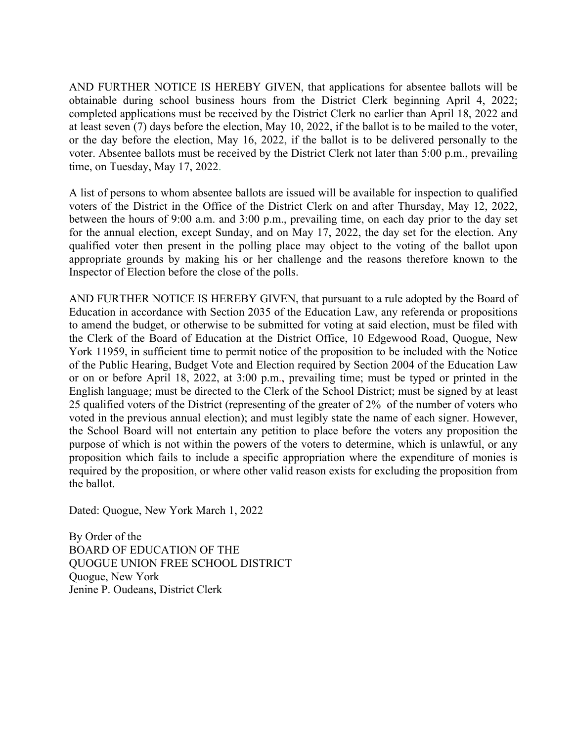AND FURTHER NOTICE IS HEREBY GIVEN, that applications for absentee ballots will be obtainable during school business hours from the District Clerk beginning April 4, 2022; completed applications must be received by the District Clerk no earlier than April 18, 2022 and at least seven (7) days before the election, May 10, 2022, if the ballot is to be mailed to the voter, or the day before the election, May 16, 2022, if the ballot is to be delivered personally to the voter. Absentee ballots must be received by the District Clerk not later than 5:00 p.m., prevailing time, on Tuesday, May 17, 2022.

A list of persons to whom absentee ballots are issued will be available for inspection to qualified voters of the District in the Office of the District Clerk on and after Thursday, May 12, 2022, between the hours of 9:00 a.m. and 3:00 p.m., prevailing time, on each day prior to the day set for the annual election, except Sunday, and on May 17, 2022, the day set for the election. Any qualified voter then present in the polling place may object to the voting of the ballot upon appropriate grounds by making his or her challenge and the reasons therefore known to the Inspector of Election before the close of the polls.

AND FURTHER NOTICE IS HEREBY GIVEN, that pursuant to a rule adopted by the Board of Education in accordance with Section 2035 of the Education Law, any referenda or propositions to amend the budget, or otherwise to be submitted for voting at said election, must be filed with the Clerk of the Board of Education at the District Office, 10 Edgewood Road, Quogue, New York 11959, in sufficient time to permit notice of the proposition to be included with the Notice of the Public Hearing, Budget Vote and Election required by Section 2004 of the Education Law or on or before April 18, 2022, at 3:00 p.m., prevailing time; must be typed or printed in the English language; must be directed to the Clerk of the School District; must be signed by at least 25 qualified voters of the District (representing of the greater of 2% of the number of voters who voted in the previous annual election); and must legibly state the name of each signer. However, the School Board will not entertain any petition to place before the voters any proposition the purpose of which is not within the powers of the voters to determine, which is unlawful, or any proposition which fails to include a specific appropriation where the expenditure of monies is required by the proposition, or where other valid reason exists for excluding the proposition from the ballot.

Dated: Quogue, New York March 1, 2022

By Order of the
BOARD OF EDUCATION OF THE
QUOGUE UNION FREE SCHOOL DISTRICT
Quogue, New York
Jenine P. Oudeans, District Clerk